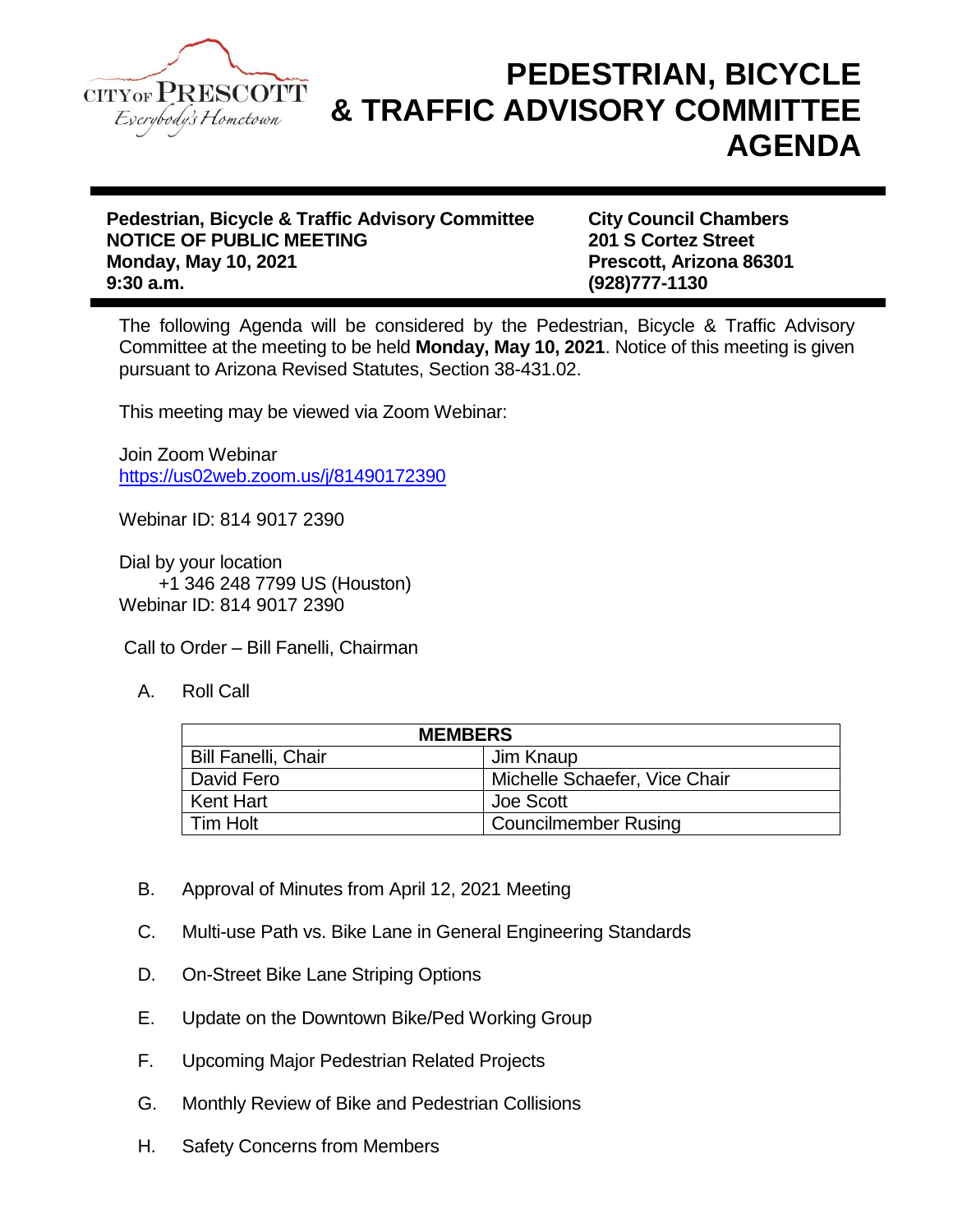CITY OF PRESCOTT
*Everybody's Hometown*

# PEDESTRIAN, BICYCLE & TRAFFIC ADVISORY COMMITTEE AGENDA

**Pedestrian, Bicycle & Traffic Advisory Committee**
**NOTICE OF PUBLIC MEETING**
**Monday, May 10, 2021**
**9:30 a.m.**

**City Council Chambers**
**201 S Cortez Street**
**Prescott, Arizona 86301**
**(928)777-1130**

The following Agenda will be considered by the Pedestrian, Bicycle & Traffic Advisory Committee at the meeting to be held **Monday, May 10, 2021**. Notice of this meeting is given pursuant to Arizona Revised Statutes, Section 38-431.02.

This meeting may be viewed via Zoom Webinar:

Join Zoom Webinar
https://us02web.zoom.us/j/81490172390

Webinar ID: 814 9017 2390

Dial by your location
+1 346 248 7799 US (Houston)
Webinar ID: 814 9017 2390

Call to Order – Bill Fanelli, Chairman

A. Roll Call

| MEMBERS | |
|---|---|
| Bill Fanelli, Chair | Jim Knaup |
| David Fero | Michelle Schaefer, Vice Chair |
| Kent Hart | Joe Scott |
| Tim Holt | Councilmember Rusing |

B. Approval of Minutes from April 12, 2021 Meeting

C. Multi-use Path vs. Bike Lane in General Engineering Standards

D. On-Street Bike Lane Striping Options

E. Update on the Downtown Bike/Ped Working Group

F. Upcoming Major Pedestrian Related Projects

G. Monthly Review of Bike and Pedestrian Collisions

H. Safety Concerns from Members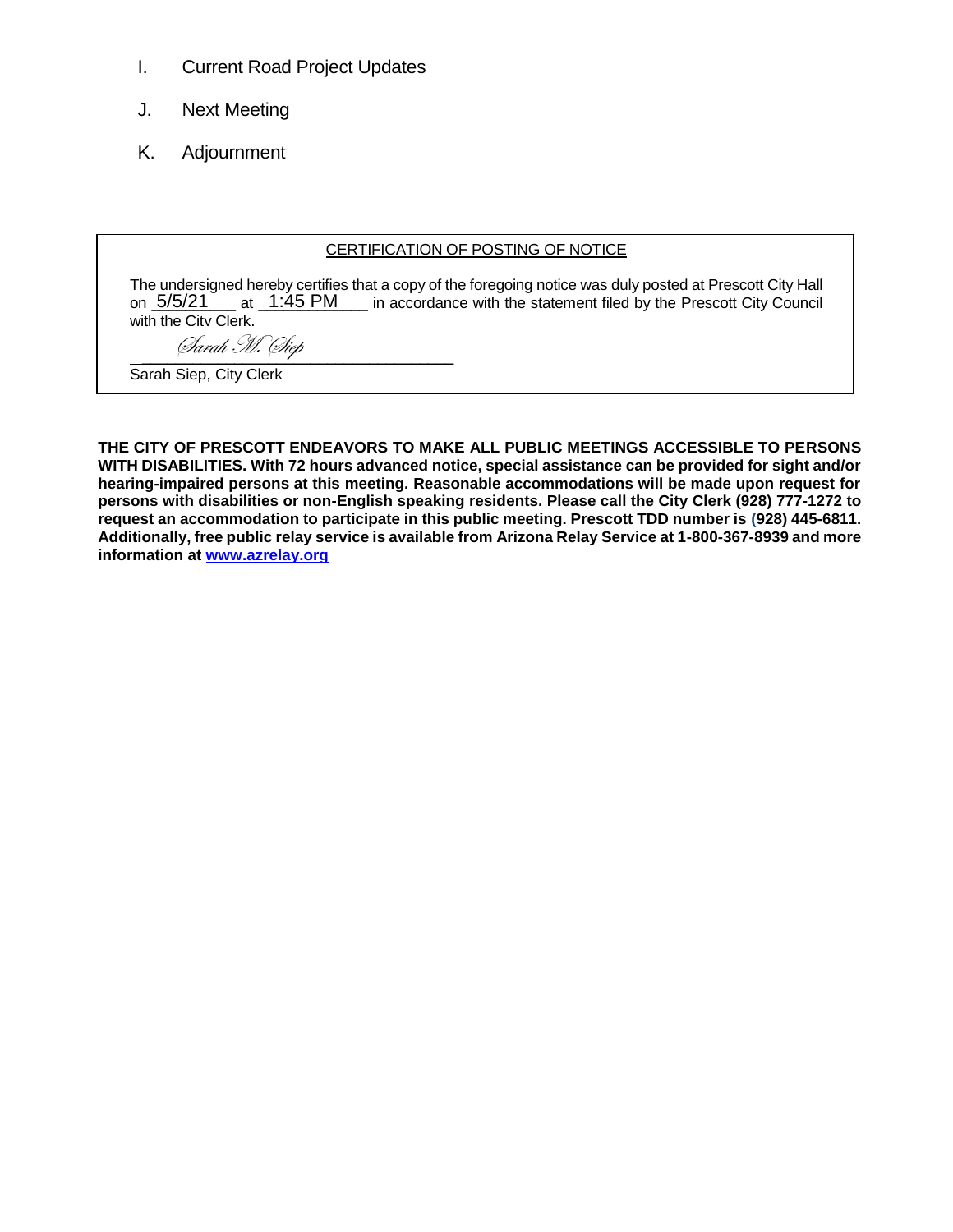I. Current Road Project Updates

J. Next Meeting

K. Adjournment

CERTIFICATION OF POSTING OF NOTICE

The undersigned hereby certifies that a copy of the foregoing notice was duly posted at Prescott City Hall on 5/5/21 at 1:45 PM in accordance with the statement filed by the Prescott City Council with the City Clerk.

*Sarah M. Siep*

Sarah Siep, City Clerk

**THE CITY OF PRESCOTT ENDEAVORS TO MAKE ALL PUBLIC MEETINGS ACCESSIBLE TO PERSONS WITH DISABILITIES. With 72 hours advanced notice, special assistance can be provided for sight and/or hearing-impaired persons at this meeting. Reasonable accommodations will be made upon request for persons with disabilities or non-English speaking residents. Please call the City Clerk (928) 777-1272 to request an accommodation to participate in this public meeting. Prescott TDD number is (928) 445-6811. Additionally, free public relay service is available from Arizona Relay Service at 1-800-367-8939 and more information at [www.azrelay.org](http://www.azrelay.org)**